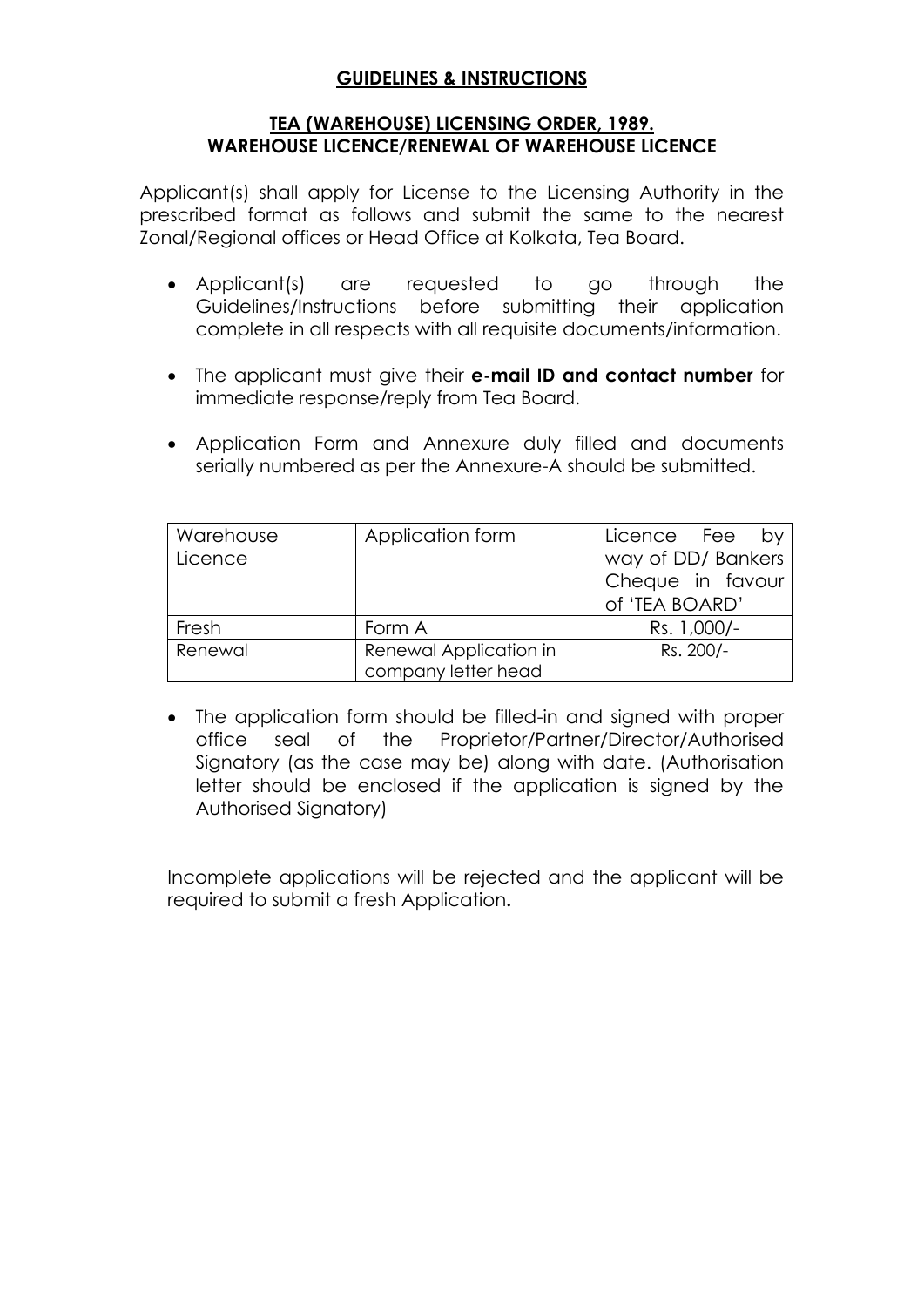## GUIDELINES & INSTRUCTIONS

### TEA (WAREHOUSE) LICENSING ORDER, 1989.
### WAREHOUSE LICENCE/RENEWAL OF WAREHOUSE LICENCE

Applicant(s) shall apply for License to the Licensing Authority in the prescribed format as follows and submit the same to the nearest Zonal/Regional offices or Head Office at Kolkata, Tea Board.

- Applicant(s) are requested to go through the Guidelines/Instructions before submitting their application complete in all respects with all requisite documents/information.
- The applicant must give their **e-mail ID and contact number** for immediate response/reply from Tea Board.
- Application Form and Annexure duly filled and documents serially numbered as per the Annexure-A should be submitted.

| Warehouse Licence | Application form | Licence Fee by way of DD/ Bankers Cheque in favour of 'TEA BOARD' |
|---|---|---|
| Fresh | Form A | Rs. 1,000/- |
| Renewal | Renewal Application in company letter head | Rs. 200/- |

- The application form should be filled-in and signed with proper office seal of the Proprietor/Partner/Director/Authorised Signatory (as the case may be) along with date. (Authorisation letter should be enclosed if the application is signed by the Authorised Signatory)

Incomplete applications will be rejected and the applicant will be required to submit a fresh Application**.**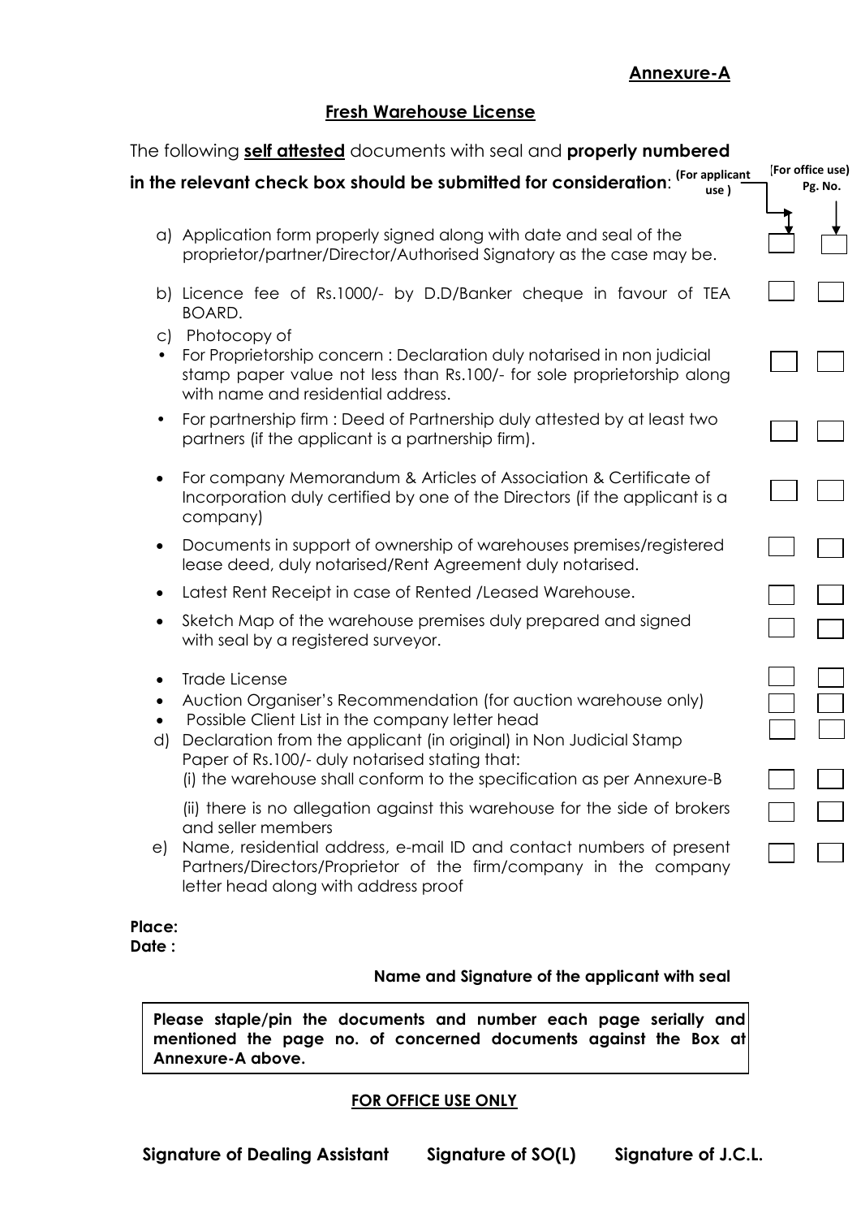**Annexure-A**

## Fresh Warehouse License

The following **self attested** documents with seal and **properly numbered in the relevant check box should be submitted for consideration**:

| Document | (For applicant use) | (For office use) Pg. No. |
|---|---|---|
| a) Application form properly signed along with date and seal of the proprietor/partner/Director/Authorised Signatory as the case may be. | ☐ | ☐ |
| b) Licence fee of Rs.1000/- by D.D/Banker cheque in favour of TEA BOARD. | ☐ | ☐ |
| c) Photocopy of | | |
| • For Proprietorship concern : Declaration duly notarised in non judicial stamp paper value not less than Rs.100/- for sole proprietorship along with name and residential address. | ☐ | ☐ |
| • For partnership firm : Deed of Partnership duly attested by at least two partners (if the applicant is a partnership firm). | ☐ | ☐ |
| • For company Memorandum & Articles of Association & Certificate of Incorporation duly certified by one of the Directors (if the applicant is a company) | ☐ | ☐ |
| • Documents in support of ownership of warehouses premises/registered lease deed, duly notarised/Rent Agreement duly notarised. | ☐ | ☐ |
| • Latest Rent Receipt in case of Rented /Leased Warehouse. | ☐ | ☐ |
| • Sketch Map of the warehouse premises duly prepared and signed with seal by a registered surveyor. | ☐ | ☐ |
| • Trade License | ☐ | ☐ |
| • Auction Organiser's Recommendation (for auction warehouse only) | ☐ | ☐ |
| • Possible Client List in the company letter head | ☐ | ☐ |
| d) Declaration from the applicant (in original) in Non Judicial Stamp Paper of Rs.100/- duly notarised stating that: | | |
| (i) the warehouse shall conform to the specification as per Annexure-B | ☐ | ☐ |
| (ii) there is no allegation against this warehouse for the side of brokers and seller members | ☐ | ☐ |
| e) Name, residential address, e-mail ID and contact numbers of present Partners/Directors/Proprietor of the firm/company in the company letter head along with address proof | ☐ | ☐ |

**Place:**

**Date :**

**Name and Signature of the applicant with seal**

**Please staple/pin the documents and number each page serially and mentioned the page no. of concerned documents against the Box at Annexure-A above.**

**FOR OFFICE USE ONLY**

**Signature of Dealing Assistant** **Signature of SO(L)** **Signature of J.C.L.**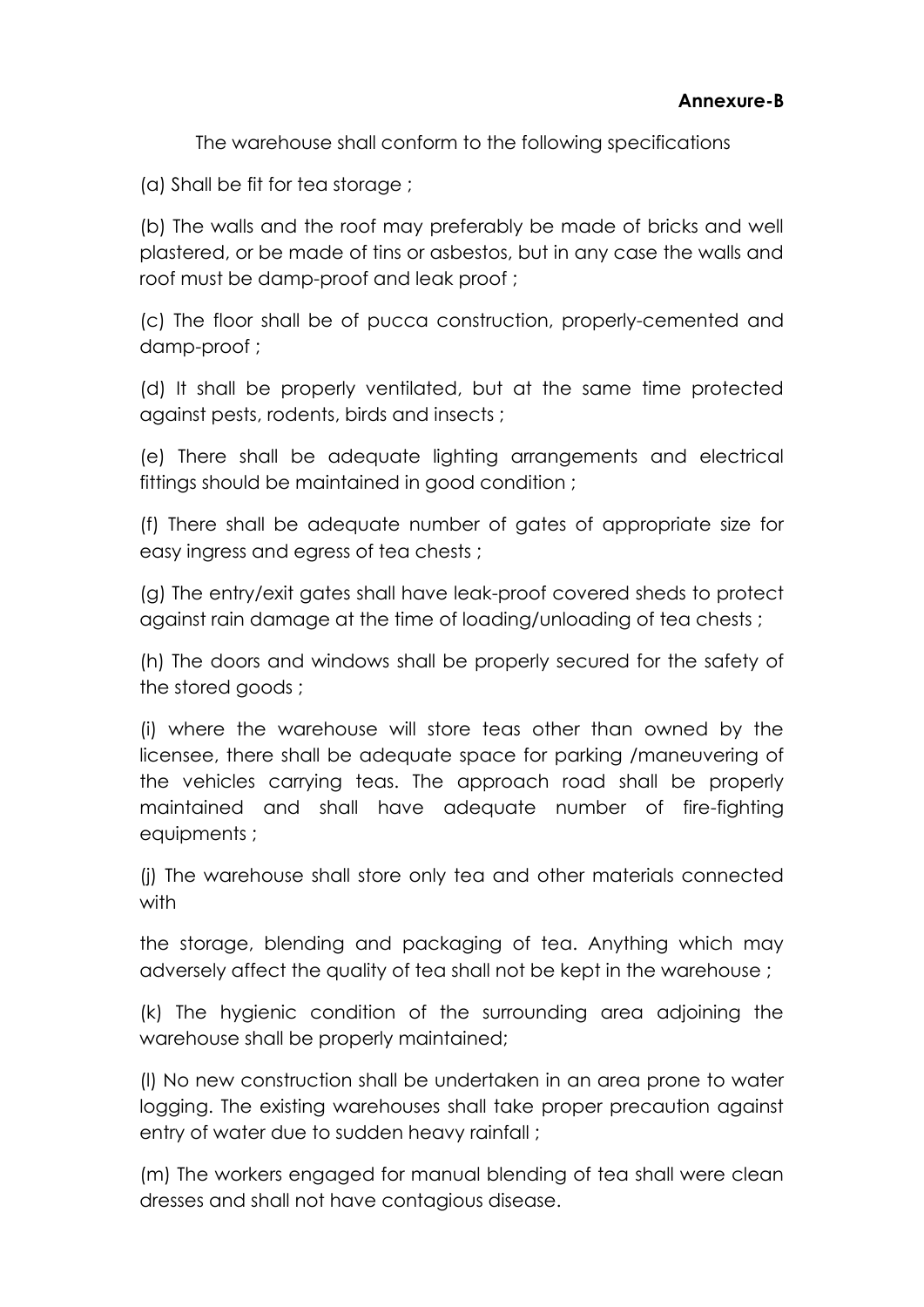**Annexure-B**

The warehouse shall conform to the following specifications

(a) Shall be fit for tea storage ;

(b) The walls and the roof may preferably be made of bricks and well plastered, or be made of tins or asbestos, but in any case the walls and roof must be damp-proof and leak proof ;

(c) The floor shall be of pucca construction, properly-cemented and damp-proof ;

(d) It shall be properly ventilated, but at the same time protected against pests, rodents, birds and insects ;

(e) There shall be adequate lighting arrangements and electrical fittings should be maintained in good condition ;

(f) There shall be adequate number of gates of appropriate size for easy ingress and egress of tea chests ;

(g) The entry/exit gates shall have leak-proof covered sheds to protect against rain damage at the time of loading/unloading of tea chests ;

(h) The doors and windows shall be properly secured for the safety of the stored goods ;

(i) where the warehouse will store teas other than owned by the licensee, there shall be adequate space for parking /maneuvering of the vehicles carrying teas. The approach road shall be properly maintained and shall have adequate number of fire-fighting equipments ;

(j) The warehouse shall store only tea and other materials connected with

the storage, blending and packaging of tea. Anything which may adversely affect the quality of tea shall not be kept in the warehouse ;

(k) The hygienic condition of the surrounding area adjoining the warehouse shall be properly maintained;

(l) No new construction shall be undertaken in an area prone to water logging. The existing warehouses shall take proper precaution against entry of water due to sudden heavy rainfall ;

(m) The workers engaged for manual blending of tea shall were clean dresses and shall not have contagious disease.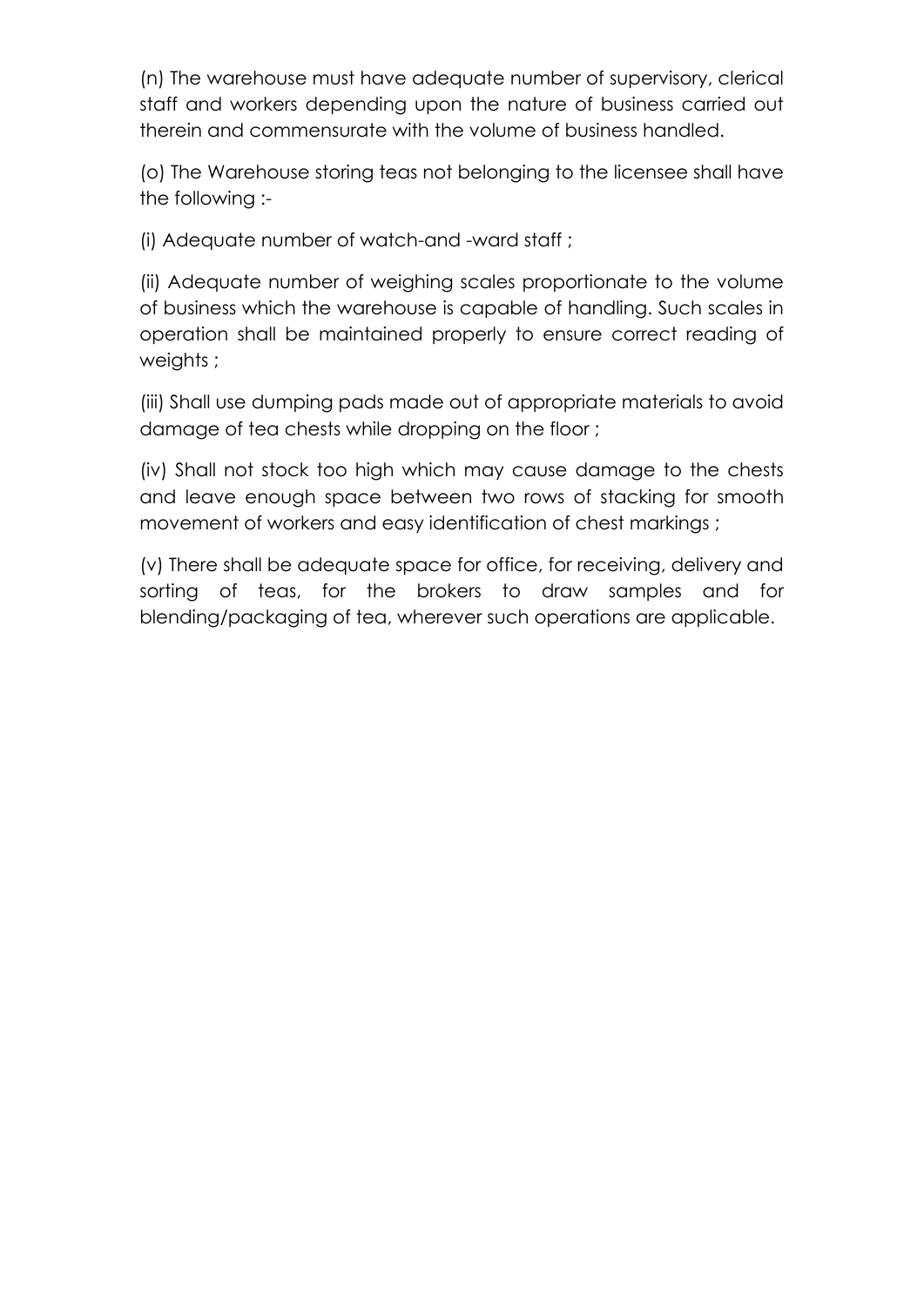(n) The warehouse must have adequate number of supervisory, clerical staff and workers depending upon the nature of business carried out therein and commensurate with the volume of business handled.

(o) The Warehouse storing teas not belonging to the licensee shall have the following :-

(i) Adequate number of watch-and -ward staff ;

(ii) Adequate number of weighing scales proportionate to the volume of business which the warehouse is capable of handling. Such scales in operation shall be maintained properly to ensure correct reading of weights ;

(iii) Shall use dumping pads made out of appropriate materials to avoid damage of tea chests while dropping on the floor ;

(iv) Shall not stock too high which may cause damage to the chests and leave enough space between two rows of stacking for smooth movement of workers and easy identification of chest markings ;

(v) There shall be adequate space for office, for receiving, delivery and sorting of teas, for the brokers to draw samples and for blending/packaging of tea, wherever such operations are applicable.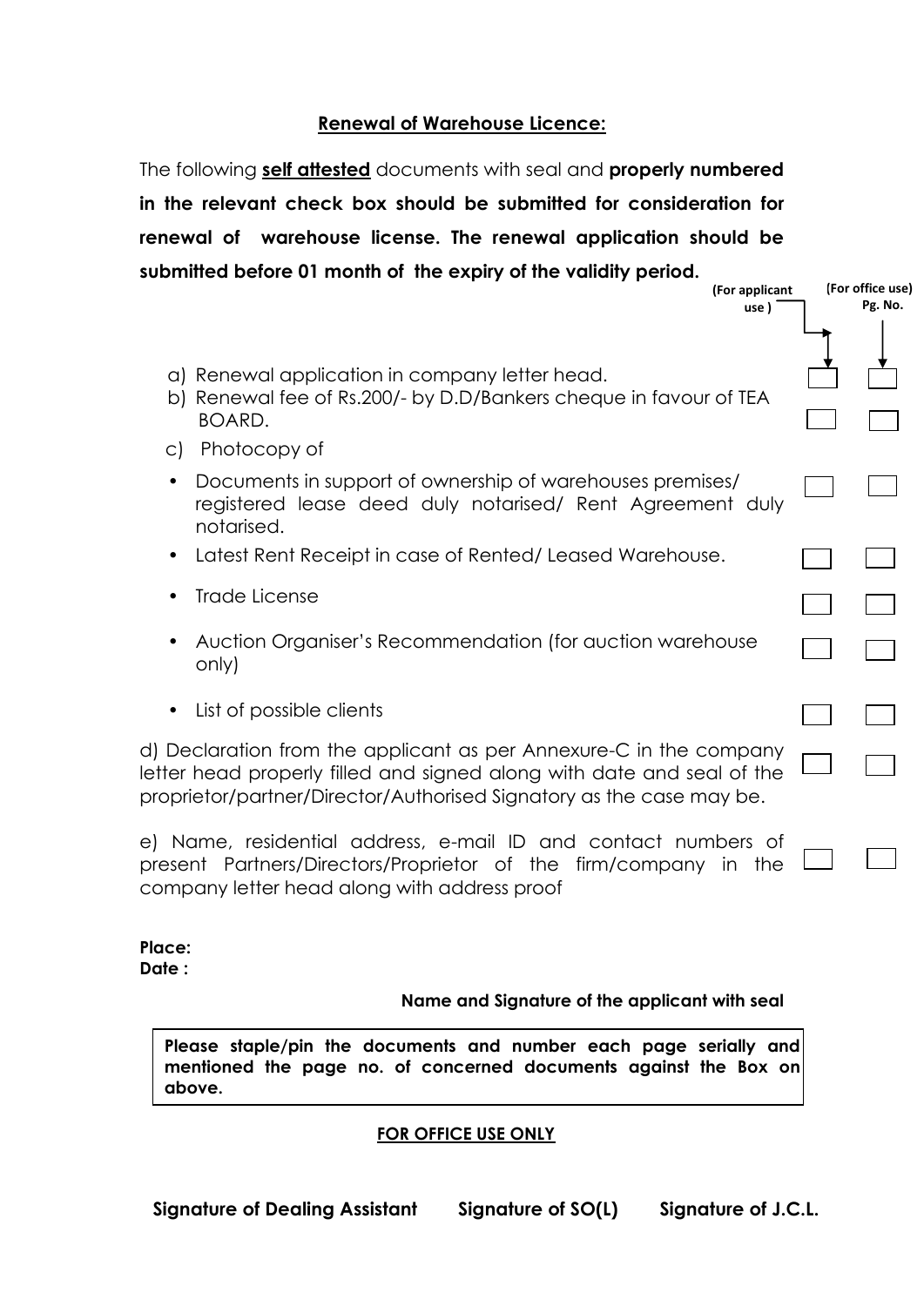## **Renewal of Warehouse Licence:**

The following **self attested** documents with seal and **properly numbered in the relevant check box should be submitted for consideration for renewal of warehouse license. The renewal application should be submitted before 01 month of the expiry of the validity period.**

| Document | (For applicant use) | (For office use) Pg. No. |
|---|---|---|
| a) Renewal application in company letter head. | | |
| b) Renewal fee of Rs.200/- by D.D/Bankers cheque in favour of TEA BOARD. | | |
| c) Photocopy of | | |
| • Documents in support of ownership of warehouses premises/ registered lease deed duly notarised/ Rent Agreement duly notarised. | | |
| • Latest Rent Receipt in case of Rented/ Leased Warehouse. | | |
| • Trade License | | |
| • Auction Organiser's Recommendation (for auction warehouse only) | | |
| • List of possible clients | | |
| d) Declaration from the applicant as per Annexure-C in the company letter head properly filled and signed along with date and seal of the proprietor/partner/Director/Authorised Signatory as the case may be. | | |
| e) Name, residential address, e-mail ID and contact numbers of present Partners/Directors/Proprietor of the firm/company in the company letter head along with address proof | | |

**Place:**
**Date :**

**Name and Signature of the applicant with seal**

**Please staple/pin the documents and number each page serially and mentioned the page no. of concerned documents against the Box on above.**

**FOR OFFICE USE ONLY**

**Signature of Dealing Assistant** **Signature of SO(L)** **Signature of J.C.L.**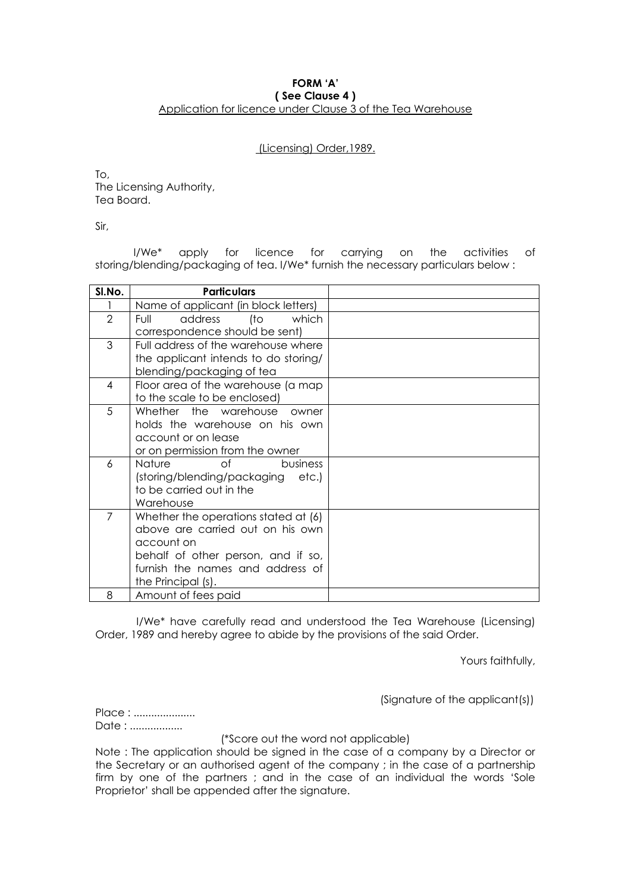**FORM 'A'**
**( See Clause 4 )**
Application for licence under Clause 3 of the Tea Warehouse

(Licensing) Order,1989.

To,
The Licensing Authority,
Tea Board.

Sir,

I/We* apply for licence for carrying on the activities of storing/blending/packaging of tea. I/We* furnish the necessary particulars below :

| Sl.No. | Particulars | |
|---|---|---|
| 1 | Name of applicant (in block letters) | |
| 2 | Full address (to which correspondence should be sent) | |
| 3 | Full address of the warehouse where the applicant intends to do storing/ blending/packaging of tea | |
| 4 | Floor area of the warehouse (a map to the scale to be enclosed) | |
| 5 | Whether the warehouse owner holds the warehouse on his own account or on lease or on permission from the owner | |
| 6 | Nature of business (storing/blending/packaging etc.) to be carried out in the Warehouse | |
| 7 | Whether the operations stated at (6) above are carried out on his own account on behalf of other person, and if so, furnish the names and address of the Principal (s). | |
| 8 | Amount of fees paid | |

I/We* have carefully read and understood the Tea Warehouse (Licensing) Order, 1989 and hereby agree to abide by the provisions of the said Order.

Yours faithfully,

(Signature of the applicant(s))

Place : .....................
Date : ..................

(*Score out the word not applicable)

Note : The application should be signed in the case of a company by a Director or the Secretary or an authorised agent of the company ; in the case of a partnership firm by one of the partners ; and in the case of an individual the words 'Sole Proprietor' shall be appended after the signature.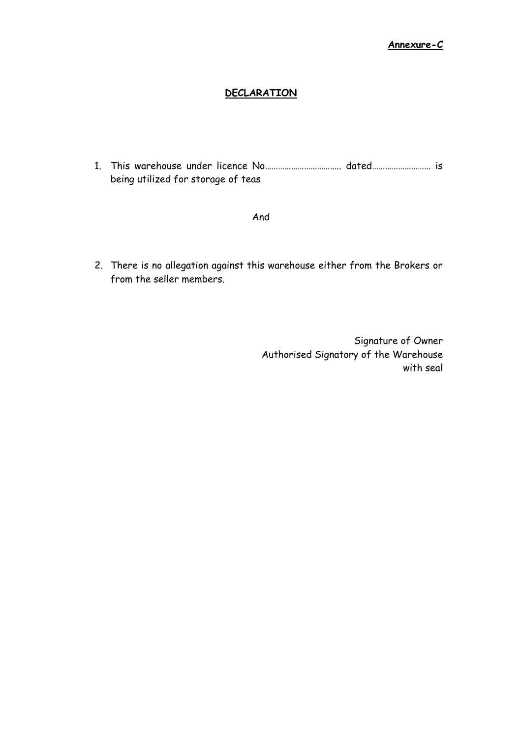**Annexure-C**

## DECLARATION

1. This warehouse under licence No……………………………. dated……………………… is being utilized for storage of teas

And

2. There is no allegation against this warehouse either from the Brokers or from the seller members.

Signature of Owner
Authorised Signatory of the Warehouse
with seal